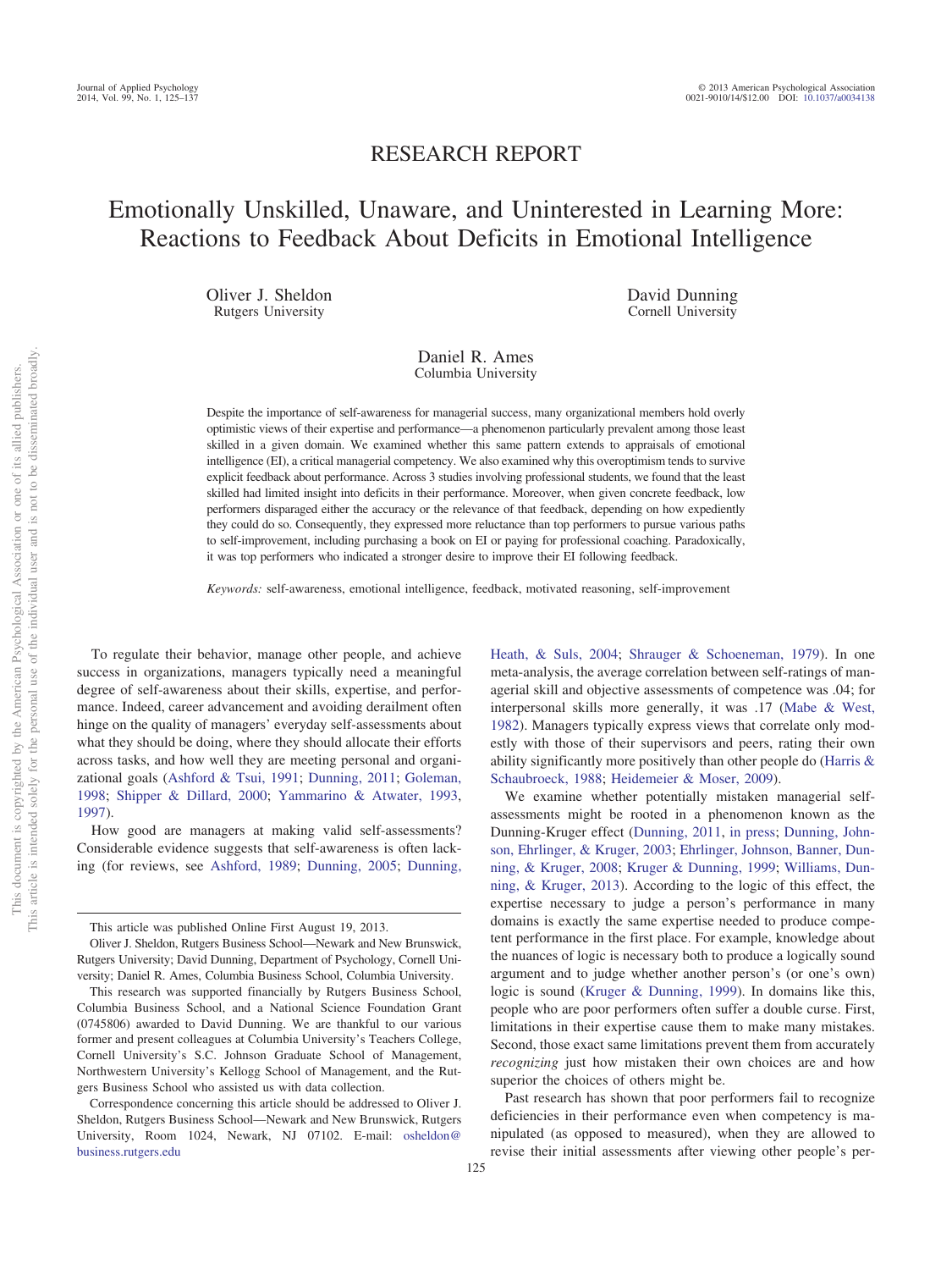RESEARCH REPORT

# Emotionally Unskilled, Unaware, and Uninterested in Learning More: Reactions to Feedback About Deficits in Emotional Intelligence

Oliver J. Sheldon
Rutgers University

David Dunning
Cornell University

Daniel R. Ames
Columbia University

Despite the importance of self-awareness for managerial success, many organizational members hold overly optimistic views of their expertise and performance—a phenomenon particularly prevalent among those least skilled in a given domain. We examined whether this same pattern extends to appraisals of emotional intelligence (EI), a critical managerial competency. We also examined why this overoptimism tends to survive explicit feedback about performance. Across 3 studies involving professional students, we found that the least skilled had limited insight into deficits in their performance. Moreover, when given concrete feedback, low performers disparaged either the accuracy or the relevance of that feedback, depending on how expediently they could do so. Consequently, they expressed more reluctance than top performers to pursue various paths to self-improvement, including purchasing a book on EI or paying for professional coaching. Paradoxically, it was top performers who indicated a stronger desire to improve their EI following feedback.

*Keywords:* self-awareness, emotional intelligence, feedback, motivated reasoning, self-improvement

To regulate their behavior, manage other people, and achieve success in organizations, managers typically need a meaningful degree of self-awareness about their skills, expertise, and performance. Indeed, career advancement and avoiding derailment often hinge on the quality of managers' everyday self-assessments about what they should be doing, where they should allocate their efforts across tasks, and how well they are meeting personal and organizational goals (Ashford & Tsui, 1991; Dunning, 2011; Goleman, 1998; Shipper & Dillard, 2000; Yammarino & Atwater, 1993, 1997).

How good are managers at making valid self-assessments? Considerable evidence suggests that self-awareness is often lacking (for reviews, see Ashford, 1989; Dunning, 2005; Dunning, Heath, & Suls, 2004; Shrauger & Schoeneman, 1979). In one meta-analysis, the average correlation between self-ratings of managerial skill and objective assessments of competence was .04; for interpersonal skills more generally, it was .17 (Mabe & West, 1982). Managers typically express views that correlate only modestly with those of their supervisors and peers, rating their own ability significantly more positively than other people do (Harris & Schaubroeck, 1988; Heidemeier & Moser, 2009).

We examine whether potentially mistaken managerial self-assessments might be rooted in a phenomenon known as the Dunning-Kruger effect (Dunning, 2011, in press; Dunning, Johnson, Ehrlinger, & Kruger, 2003; Ehrlinger, Johnson, Banner, Dunning, & Kruger, 2008; Kruger & Dunning, 1999; Williams, Dunning, & Kruger, 2013). According to the logic of this effect, the expertise necessary to judge a person's performance in many domains is exactly the same expertise needed to produce competent performance in the first place. For example, knowledge about the nuances of logic is necessary both to produce a logically sound argument and to judge whether another person's (or one's own) logic is sound (Kruger & Dunning, 1999). In domains like this, people who are poor performers often suffer a double curse. First, limitations in their expertise cause them to make many mistakes. Second, those exact same limitations prevent them from accurately *recognizing* just how mistaken their own choices are and how superior the choices of others might be.

Past research has shown that poor performers fail to recognize deficiencies in their performance even when competency is manipulated (as opposed to measured), when they are allowed to revise their initial assessments after viewing other people's per-

---

This article was published Online First August 19, 2013.

Oliver J. Sheldon, Rutgers Business School—Newark and New Brunswick, Rutgers University; David Dunning, Department of Psychology, Cornell University; Daniel R. Ames, Columbia Business School, Columbia University.

This research was supported financially by Rutgers Business School, Columbia Business School, and a National Science Foundation Grant (0745806) awarded to David Dunning. We are thankful to our various former and present colleagues at Columbia University's Teachers College, Cornell University's S.C. Johnson Graduate School of Management, Northwestern University's Kellogg School of Management, and the Rutgers Business School who assisted us with data collection.

Correspondence concerning this article should be addressed to Oliver J. Sheldon, Rutgers Business School—Newark and New Brunswick, Rutgers University, Room 1024, Newark, NJ 07102. E-mail: osheldon@business.rutgers.edu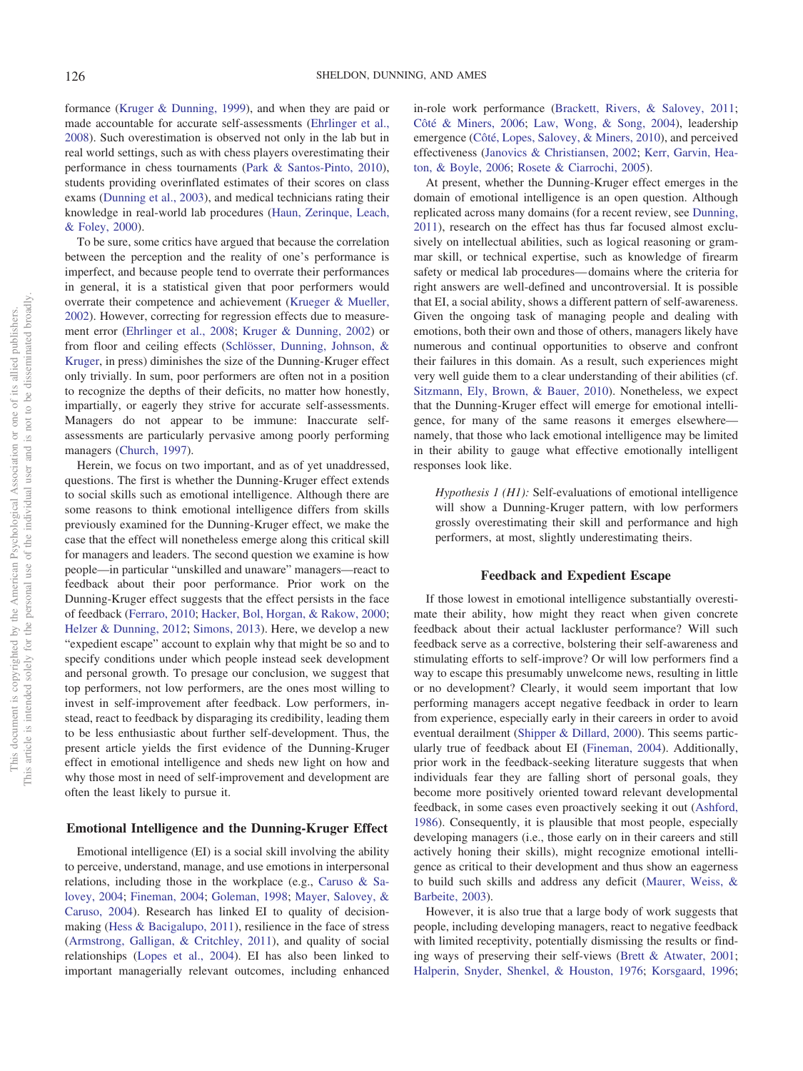formance (Kruger & Dunning, 1999), and when they are paid or made accountable for accurate self-assessments (Ehrlinger et al., 2008). Such overestimation is observed not only in the lab but in real world settings, such as with chess players overestimating their performance in chess tournaments (Park & Santos-Pinto, 2010), students providing overinflated estimates of their scores on class exams (Dunning et al., 2003), and medical technicians rating their knowledge in real-world lab procedures (Haun, Zerinque, Leach, & Foley, 2000).

To be sure, some critics have argued that because the correlation between the perception and the reality of one's performance is imperfect, and because people tend to overrate their performances in general, it is a statistical given that poor performers would overrate their competence and achievement (Krueger & Mueller, 2002). However, correcting for regression effects due to measurement error (Ehrlinger et al., 2008; Kruger & Dunning, 2002) or from floor and ceiling effects (Schlösser, Dunning, Johnson, & Kruger, in press) diminishes the size of the Dunning-Kruger effect only trivially. In sum, poor performers are often not in a position to recognize the depths of their deficits, no matter how honestly, impartially, or eagerly they strive for accurate self-assessments. Managers do not appear to be immune: Inaccurate self-assessments are particularly pervasive among poorly performing managers (Church, 1997).

Herein, we focus on two important, and as of yet unaddressed, questions. The first is whether the Dunning-Kruger effect extends to social skills such as emotional intelligence. Although there are some reasons to think emotional intelligence differs from skills previously examined for the Dunning-Kruger effect, we make the case that the effect will nonetheless emerge along this critical skill for managers and leaders. The second question we examine is how people—in particular "unskilled and unaware" managers—react to feedback about their poor performance. Prior work on the Dunning-Kruger effect suggests that the effect persists in the face of feedback (Ferraro, 2010; Hacker, Bol, Horgan, & Rakow, 2000; Helzer & Dunning, 2012; Simons, 2013). Here, we develop a new "expedient escape" account to explain why that might be so and to specify conditions under which people instead seek development and personal growth. To presage our conclusion, we suggest that top performers, not low performers, are the ones most willing to invest in self-improvement after feedback. Low performers, instead, react to feedback by disparaging its credibility, leading them to be less enthusiastic about further self-development. Thus, the present article yields the first evidence of the Dunning-Kruger effect in emotional intelligence and sheds new light on how and why those most in need of self-improvement and development are often the least likely to pursue it.

## Emotional Intelligence and the Dunning-Kruger Effect

Emotional intelligence (EI) is a social skill involving the ability to perceive, understand, manage, and use emotions in interpersonal relations, including those in the workplace (e.g., Caruso & Salovey, 2004; Fineman, 2004; Goleman, 1998; Mayer, Salovey, & Caruso, 2004). Research has linked EI to quality of decision-making (Hess & Bacigalupo, 2011), resilience in the face of stress (Armstrong, Galligan, & Critchley, 2011), and quality of social relationships (Lopes et al., 2004). EI has also been linked to important managerially relevant outcomes, including enhanced in-role work performance (Brackett, Rivers, & Salovey, 2011; Côté & Miners, 2006; Law, Wong, & Song, 2004), leadership emergence (Côté, Lopes, Salovey, & Miners, 2010), and perceived effectiveness (Janovics & Christiansen, 2002; Kerr, Garvin, Heaton, & Boyle, 2006; Rosete & Ciarrochi, 2005).

At present, whether the Dunning-Kruger effect emerges in the domain of emotional intelligence is an open question. Although replicated across many domains (for a recent review, see Dunning, 2011), research on the effect has thus far focused almost exclusively on intellectual abilities, such as logical reasoning or grammar skill, or technical expertise, such as knowledge of firearm safety or medical lab procedures—domains where the criteria for right answers are well-defined and uncontroversial. It is possible that EI, a social ability, shows a different pattern of self-awareness. Given the ongoing task of managing people and dealing with emotions, both their own and those of others, managers likely have numerous and continual opportunities to observe and confront their failures in this domain. As a result, such experiences might very well guide them to a clear understanding of their abilities (cf. Sitzmann, Ely, Brown, & Bauer, 2010). Nonetheless, we expect that the Dunning-Kruger effect will emerge for emotional intelligence, for many of the same reasons it emerges elsewhere—namely, that those who lack emotional intelligence may be limited in their ability to gauge what effective emotionally intelligent responses look like.

> *Hypothesis 1 (H1):* Self-evaluations of emotional intelligence will show a Dunning-Kruger pattern, with low performers grossly overestimating their skill and performance and high performers, at most, slightly underestimating theirs.

## Feedback and Expedient Escape

If those lowest in emotional intelligence substantially overestimate their ability, how might they react when given concrete feedback about their actual lackluster performance? Will such feedback serve as a corrective, bolstering their self-awareness and stimulating efforts to self-improve? Or will low performers find a way to escape this presumably unwelcome news, resulting in little or no development? Clearly, it would seem important that low performing managers accept negative feedback in order to learn from experience, especially early in their careers in order to avoid eventual derailment (Shipper & Dillard, 2000). This seems particularly true of feedback about EI (Fineman, 2004). Additionally, prior work in the feedback-seeking literature suggests that when individuals fear they are falling short of personal goals, they become more positively oriented toward relevant developmental feedback, in some cases even proactively seeking it out (Ashford, 1986). Consequently, it is plausible that most people, especially developing managers (i.e., those early on in their careers and still actively honing their skills), might recognize emotional intelligence as critical to their development and thus show an eagerness to build such skills and address any deficit (Maurer, Weiss, & Barbeite, 2003).

However, it is also true that a large body of work suggests that people, including developing managers, react to negative feedback with limited receptivity, potentially dismissing the results or finding ways of preserving their self-views (Brett & Atwater, 2001; Halperin, Snyder, Shenkel, & Houston, 1976; Korsgaard, 1996;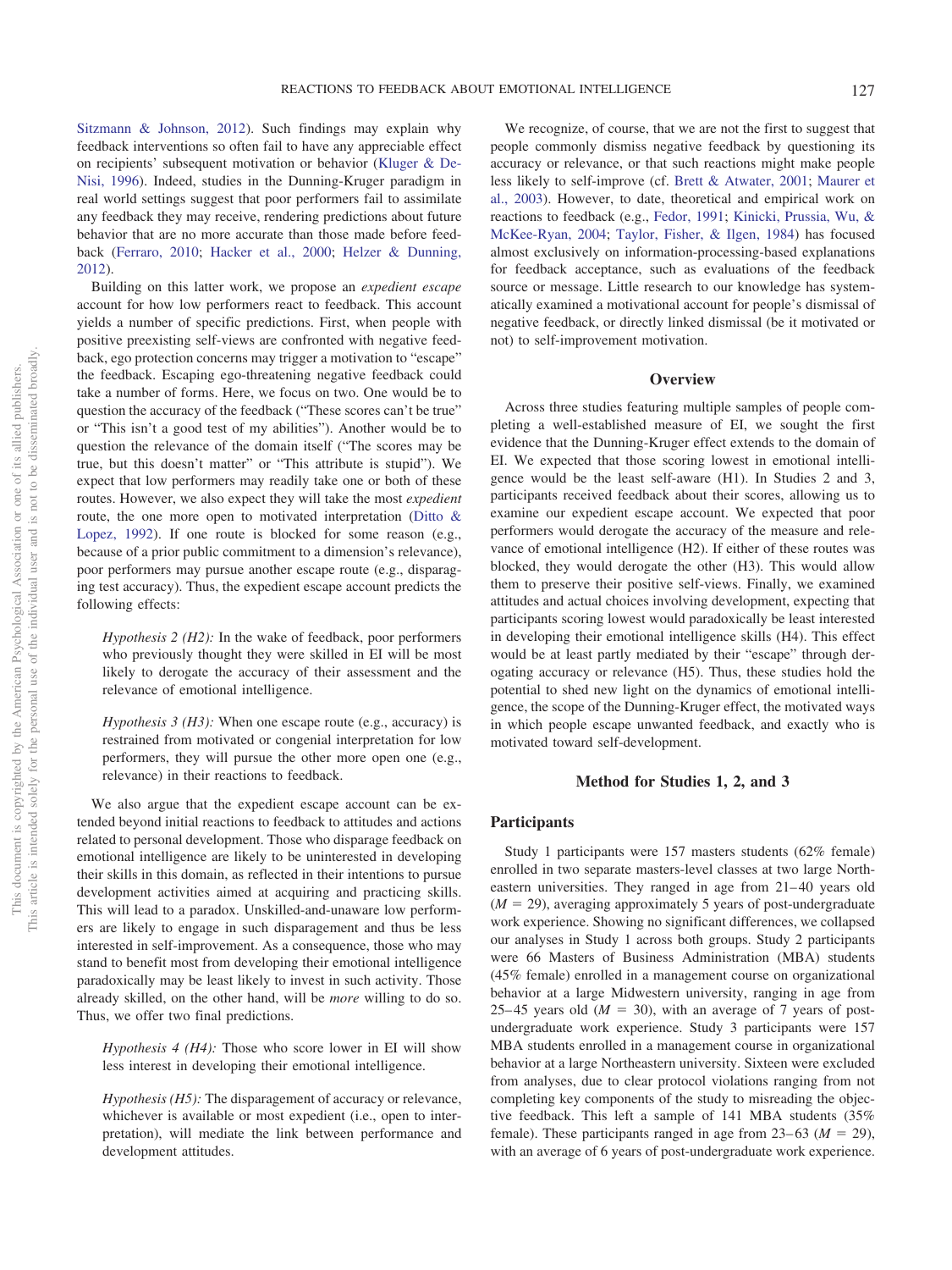Sitzmann & Johnson, 2012). Such findings may explain why feedback interventions so often fail to have any appreciable effect on recipients' subsequent motivation or behavior (Kluger & DeNisi, 1996). Indeed, studies in the Dunning-Kruger paradigm in real world settings suggest that poor performers fail to assimilate any feedback they may receive, rendering predictions about future behavior that are no more accurate than those made before feedback (Ferraro, 2010; Hacker et al., 2000; Helzer & Dunning, 2012).

Building on this latter work, we propose an *expedient escape* account for how low performers react to feedback. This account yields a number of specific predictions. First, when people with positive preexisting self-views are confronted with negative feedback, ego protection concerns may trigger a motivation to "escape" the feedback. Escaping ego-threatening negative feedback could take a number of forms. Here, we focus on two. One would be to question the accuracy of the feedback ("These scores can't be true" or "This isn't a good test of my abilities"). Another would be to question the relevance of the domain itself ("The scores may be true, but this doesn't matter" or "This attribute is stupid"). We expect that low performers may readily take one or both of these routes. However, we also expect they will take the most *expedient* route, the one more open to motivated interpretation (Ditto & Lopez, 1992). If one route is blocked for some reason (e.g., because of a prior public commitment to a dimension's relevance), poor performers may pursue another escape route (e.g., disparaging test accuracy). Thus, the expedient escape account predicts the following effects:

> *Hypothesis 2 (H2):* In the wake of feedback, poor performers who previously thought they were skilled in EI will be most likely to derogate the accuracy of their assessment and the relevance of emotional intelligence.

> *Hypothesis 3 (H3):* When one escape route (e.g., accuracy) is restrained from motivated or congenial interpretation for low performers, they will pursue the other more open one (e.g., relevance) in their reactions to feedback.

We also argue that the expedient escape account can be extended beyond initial reactions to feedback to attitudes and actions related to personal development. Those who disparage feedback on emotional intelligence are likely to be uninterested in developing their skills in this domain, as reflected in their intentions to pursue development activities aimed at acquiring and practicing skills. This will lead to a paradox. Unskilled-and-unaware low performers are likely to engage in such disparagement and thus be less interested in self-improvement. As a consequence, those who may stand to benefit most from developing their emotional intelligence paradoxically may be least likely to invest in such activity. Those already skilled, on the other hand, will be *more* willing to do so. Thus, we offer two final predictions.

> *Hypothesis 4 (H4):* Those who score lower in EI will show less interest in developing their emotional intelligence.

> *Hypothesis (H5):* The disparagement of accuracy or relevance, whichever is available or most expedient (i.e., open to interpretation), will mediate the link between performance and development attitudes.

We recognize, of course, that we are not the first to suggest that people commonly dismiss negative feedback by questioning its accuracy or relevance, or that such reactions might make people less likely to self-improve (cf. Brett & Atwater, 2001; Maurer et al., 2003). However, to date, theoretical and empirical work on reactions to feedback (e.g., Fedor, 1991; Kinicki, Prussia, Wu, & McKee-Ryan, 2004; Taylor, Fisher, & Ilgen, 1984) has focused almost exclusively on information-processing-based explanations for feedback acceptance, such as evaluations of the feedback source or message. Little research to our knowledge has systematically examined a motivational account for people's dismissal of negative feedback, or directly linked dismissal (be it motivated or not) to self-improvement motivation.

## Overview

Across three studies featuring multiple samples of people completing a well-established measure of EI, we sought the first evidence that the Dunning-Kruger effect extends to the domain of EI. We expected that those scoring lowest in emotional intelligence would be the least self-aware (H1). In Studies 2 and 3, participants received feedback about their scores, allowing us to examine our expedient escape account. We expected that poor performers would derogate the accuracy of the measure and relevance of emotional intelligence (H2). If either of these routes was blocked, they would derogate the other (H3). This would allow them to preserve their positive self-views. Finally, we examined attitudes and actual choices involving development, expecting that participants scoring lowest would paradoxically be least interested in developing their emotional intelligence skills (H4). This effect would be at least partly mediated by their "escape" through derogating accuracy or relevance (H5). Thus, these studies hold the potential to shed new light on the dynamics of emotional intelligence, the scope of the Dunning-Kruger effect, the motivated ways in which people escape unwanted feedback, and exactly who is motivated toward self-development.

## Method for Studies 1, 2, and 3

### Participants

Study 1 participants were 157 masters students (62% female) enrolled in two separate masters-level classes at two large Northeastern universities. They ranged in age from 21–40 years old ($M = 29$), averaging approximately 5 years of post-undergraduate work experience. Showing no significant differences, we collapsed our analyses in Study 1 across both groups. Study 2 participants were 66 Masters of Business Administration (MBA) students (45% female) enrolled in a management course on organizational behavior at a large Midwestern university, ranging in age from 25–45 years old ($M = 30$), with an average of 7 years of post-undergraduate work experience. Study 3 participants were 157 MBA students enrolled in a management course in organizational behavior at a large Northeastern university. Sixteen were excluded from analyses, due to clear protocol violations ranging from not completing key components of the study to misreading the objective feedback. This left a sample of 141 MBA students (35% female). These participants ranged in age from 23–63 ($M = 29$), with an average of 6 years of post-undergraduate work experience.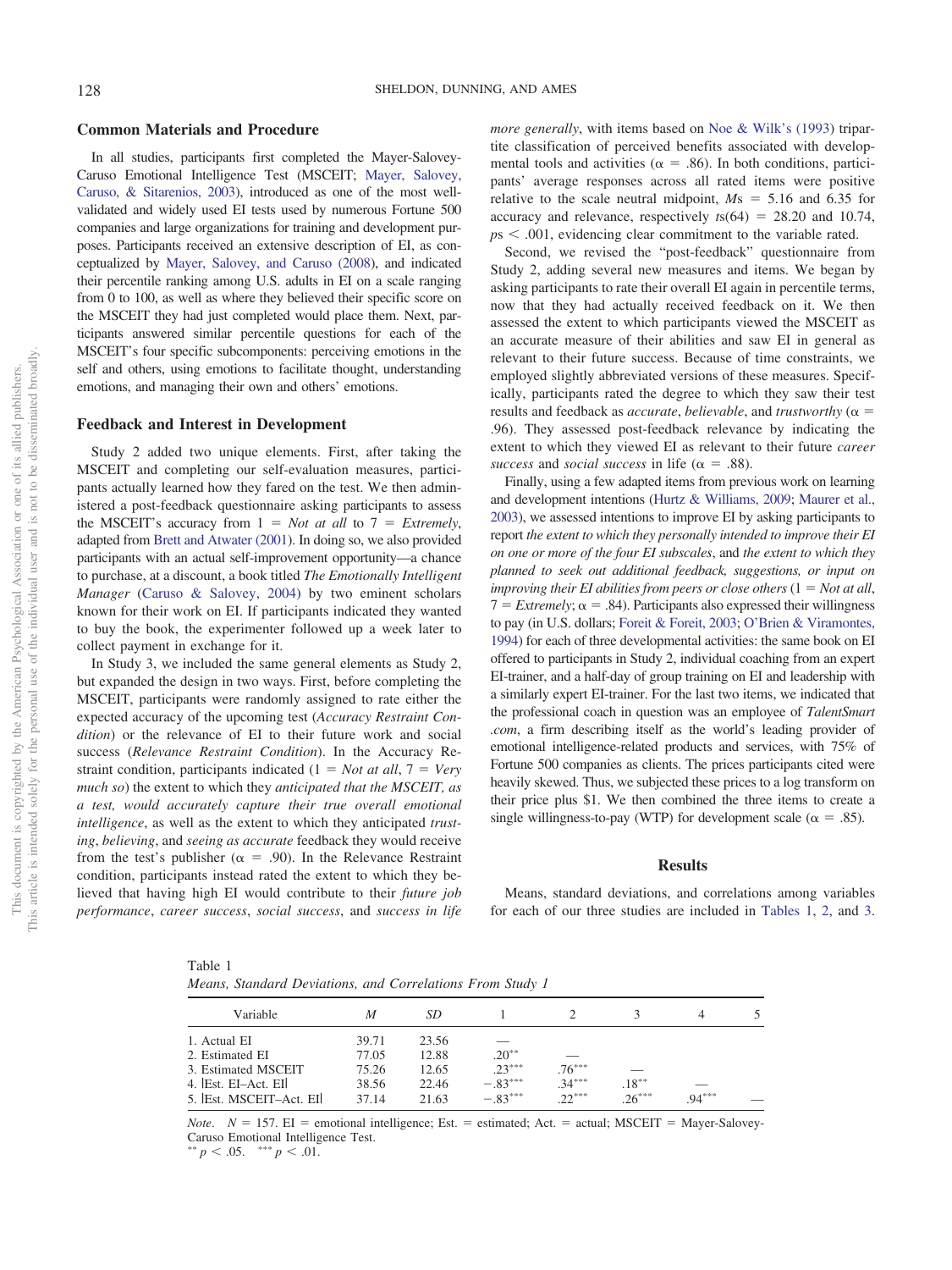### Common Materials and Procedure

In all studies, participants first completed the Mayer-Salovey-Caruso Emotional Intelligence Test (MSCEIT; Mayer, Salovey, Caruso, & Sitarenios, 2003), introduced as one of the most well-validated and widely used EI tests used by numerous Fortune 500 companies and large organizations for training and development purposes. Participants received an extensive description of EI, as conceptualized by Mayer, Salovey, and Caruso (2008), and indicated their percentile ranking among U.S. adults in EI on a scale ranging from 0 to 100, as well as where they believed their specific score on the MSCEIT they had just completed would place them. Next, participants answered similar percentile questions for each of the MSCEIT's four specific subcomponents: perceiving emotions in the self and others, using emotions to facilitate thought, understanding emotions, and managing their own and others' emotions.

### Feedback and Interest in Development

Study 2 added two unique elements. First, after taking the MSCEIT and completing our self-evaluation measures, participants actually learned how they fared on the test. We then administered a post-feedback questionnaire asking participants to assess the MSCEIT's accuracy from 1 = *Not at all* to 7 = *Extremely*, adapted from Brett and Atwater (2001). In doing so, we also provided participants with an actual self-improvement opportunity—a chance to purchase, at a discount, a book titled *The Emotionally Intelligent Manager* (Caruso & Salovey, 2004) by two eminent scholars known for their work on EI. If participants indicated they wanted to buy the book, the experimenter followed up a week later to collect payment in exchange for it.

In Study 3, we included the same general elements as Study 2, but expanded the design in two ways. First, before completing the MSCEIT, participants were randomly assigned to rate either the expected accuracy of the upcoming test (*Accuracy Restraint Condition*) or the relevance of EI to their future work and social success (*Relevance Restraint Condition*). In the Accuracy Restraint condition, participants indicated (1 = *Not at all*, 7 = *Very much so*) the extent to which they *anticipated that the MSCEIT, as a test, would accurately capture their true overall emotional intelligence*, as well as the extent to which they anticipated *trusting*, *believing*, and *seeing as accurate* feedback they would receive from the test's publisher ($\alpha$ = .90). In the Relevance Restraint condition, participants instead rated the extent to which they believed that having high EI would contribute to their *future job performance*, *career success*, *social success*, and *success in life more generally*, with items based on Noe & Wilk's (1993) tripartite classification of perceived benefits associated with developmental tools and activities ($\alpha$ = .86). In both conditions, participants' average responses across all rated items were positive relative to the scale neutral midpoint, $M$s = 5.16 and 6.35 for accuracy and relevance, respectively $t$s(64) = 28.20 and 10.74, $p$s < .001, evidencing clear commitment to the variable rated.

Second, we revised the "post-feedback" questionnaire from Study 2, adding several new measures and items. We began by asking participants to rate their overall EI again in percentile terms, now that they had actually received feedback on it. We then assessed the extent to which participants viewed the MSCEIT as an accurate measure of their abilities and saw EI in general as relevant to their future success. Because of time constraints, we employed slightly abbreviated versions of these measures. Specifically, participants rated the degree to which they saw their test results and feedback as *accurate*, *believable*, and *trustworthy* ($\alpha$ = .96). They assessed post-feedback relevance by indicating the extent to which they viewed EI as relevant to their future *career success* and *social success* in life ($\alpha$ = .88).

Finally, using a few adapted items from previous work on learning and development intentions (Hurtz & Williams, 2009; Maurer et al., 2003), we assessed intentions to improve EI by asking participants to report *the extent to which they personally intended to improve their EI on one or more of the four EI subscales*, and *the extent to which they planned to seek out additional feedback, suggestions, or input on improving their EI abilities from peers or close others* (1 = *Not at all*, 7 = *Extremely*; $\alpha$ = .84). Participants also expressed their willingness to pay (in U.S. dollars; Foreit & Foreit, 2003; O'Brien & Viramontes, 1994) for each of three developmental activities: the same book on EI offered to participants in Study 2, individual coaching from an expert EI-trainer, and a half-day of group training on EI and leadership with a similarly expert EI-trainer. For the last two items, we indicated that the professional coach in question was an employee of *TalentSmart.com*, a firm describing itself as the world's leading provider of emotional intelligence-related products and services, with 75% of Fortune 500 companies as clients. The prices participants cited were heavily skewed. Thus, we subjected these prices to a log transform on their price plus $1. We then combined the three items to create a single willingness-to-pay (WTP) for development scale ($\alpha$ = .85).

## Results

Means, standard deviations, and correlations among variables for each of our three studies are included in Tables 1, 2, and 3.

Table 1
*Means, Standard Deviations, and Correlations From Study 1*

| Variable | $M$ | $SD$ | 1 | 2 | 3 | 4 | 5 |
|---|---|---|---|---|---|---|---|
| 1. Actual EI | 39.71 | 23.56 | — | | | | |
| 2. Estimated EI | 77.05 | 12.88 | .20** | — | | | |
| 3. Estimated MSCEIT | 75.26 | 12.65 | .23*** | .76*** | — | | |
| 4. \|Est. EI–Act. EI\| | 38.56 | 22.46 | −.83*** | .34*** | .18** | — | |
| 5. \|Est. MSCEIT–Act. EI\| | 37.14 | 21.63 | −.83*** | .22*** | .26*** | .94*** | — |

*Note*. $N$ = 157. EI = emotional intelligence; Est. = estimated; Act. = actual; MSCEIT = Mayer-Salovey-Caruso Emotional Intelligence Test.
** $p < .05$. *** $p < .01$.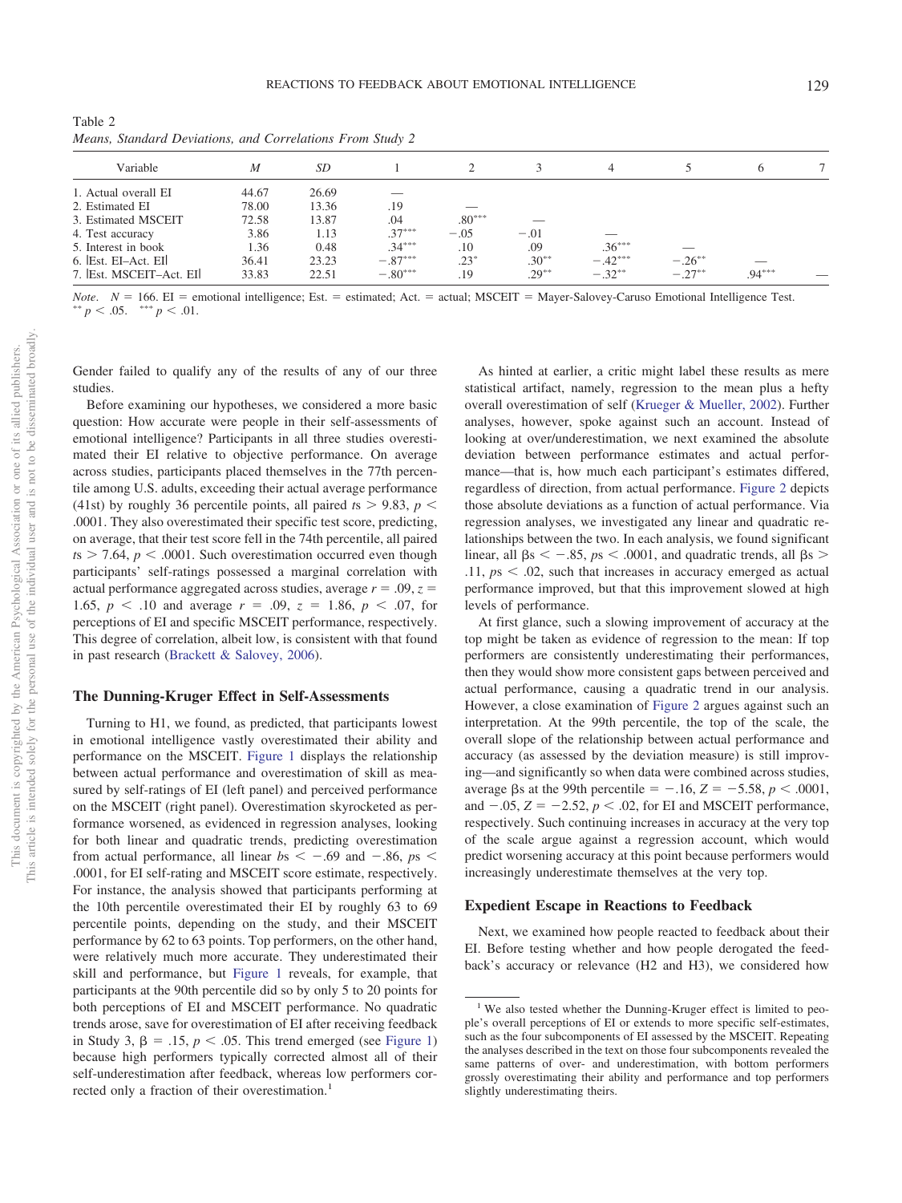Table 2
*Means, Standard Deviations, and Correlations From Study 2*

| Variable | *M* | *SD* | 1 | 2 | 3 | 4 | 5 | 6 | 7 |
|---|---|---|---|---|---|---|---|---|---|
| 1. Actual overall EI | 44.67 | 26.69 | — | | | | | | |
| 2. Estimated EI | 78.00 | 13.36 | .19 | — | | | | | |
| 3. Estimated MSCEIT | 72.58 | 13.87 | .04 | .80*** | — | | | | |
| 4. Test accuracy | 3.86 | 1.13 | .37*** | −.05 | −.01 | — | | | |
| 5. Interest in book | 1.36 | 0.48 | .34*** | .10 | .09 | .36*** | — | | |
| 6. \|Est. EI–Act. EI\| | 36.41 | 23.23 | −.87*** | .23* | .30** | −.42*** | −.26** | — | |
| 7. \|Est. MSCEIT–Act. EI\| | 33.83 | 22.51 | −.80*** | .19 | .29** | −.32** | −.27** | .94*** | — |

*Note*. *N* = 166. EI = emotional intelligence; Est. = estimated; Act. = actual; MSCEIT = Mayer-Salovey-Caruso Emotional Intelligence Test.
** $p < .05$. *** $p < .01$.

Gender failed to qualify any of the results of any of our three studies.

Before examining our hypotheses, we considered a more basic question: How accurate were people in their self-assessments of emotional intelligence? Participants in all three studies overestimated their EI relative to objective performance. On average across studies, participants placed themselves in the 77th percentile among U.S. adults, exceeding their actual average performance (41st) by roughly 36 percentile points, all paired $t$s $> 9.83$, $p < .0001$. They also overestimated their specific test score, predicting, on average, that their test score fell in the 74th percentile, all paired $t$s $> 7.64$, $p < .0001$. Such overestimation occurred even though participants' self-ratings possessed a marginal correlation with actual performance aggregated across studies, average $r = .09$, $z = 1.65$, $p < .10$ and average $r = .09$, $z = 1.86$, $p < .07$, for perceptions of EI and specific MSCEIT performance, respectively. This degree of correlation, albeit low, is consistent with that found in past research (Brackett & Salovey, 2006).

## The Dunning-Kruger Effect in Self-Assessments

Turning to H1, we found, as predicted, that participants lowest in emotional intelligence vastly overestimated their ability and performance on the MSCEIT. Figure 1 displays the relationship between actual performance and overestimation of skill as measured by self-ratings of EI (left panel) and perceived performance on the MSCEIT (right panel). Overestimation skyrocketed as performance worsened, as evidenced in regression analyses, looking for both linear and quadratic trends, predicting overestimation from actual performance, all linear $b$s $< -.69$ and $-.86$, $p$s $< .0001$, for EI self-rating and MSCEIT score estimate, respectively. For instance, the analysis showed that participants performing at the 10th percentile overestimated their EI by roughly 63 to 69 percentile points, depending on the study, and their MSCEIT performance by 62 to 63 points. Top performers, on the other hand, were relatively much more accurate. They underestimated their skill and performance, but Figure 1 reveals, for example, that participants at the 90th percentile did so by only 5 to 20 points for both perceptions of EI and MSCEIT performance. No quadratic trends arose, save for overestimation of EI after receiving feedback in Study 3, $\beta = .15$, $p < .05$. This trend emerged (see Figure 1) because high performers typically corrected almost all of their self-underestimation after feedback, whereas low performers corrected only a fraction of their overestimation.[1]

As hinted at earlier, a critic might label these results as mere statistical artifact, namely, regression to the mean plus a hefty overall overestimation of self (Krueger & Mueller, 2002). Further analyses, however, spoke against such an account. Instead of looking at over/underestimation, we next examined the absolute deviation between performance estimates and actual performance—that is, how much each participant's estimates differed, regardless of direction, from actual performance. Figure 2 depicts those absolute deviations as a function of actual performance. Via regression analyses, we investigated any linear and quadratic relationships between the two. In each analysis, we found significant linear, all $\beta$s $< -.85$, $p$s $< .0001$, and quadratic trends, all $\beta$s $> .11$, $p$s $< .02$, such that increases in accuracy emerged as actual performance improved, but that this improvement slowed at high levels of performance.

At first glance, such a slowing improvement of accuracy at the top might be taken as evidence of regression to the mean: If top performers are consistently underestimating their performances, then they would show more consistent gaps between perceived and actual performance, causing a quadratic trend in our analysis. However, a close examination of Figure 2 argues against such an interpretation. At the 99th percentile, the top of the scale, the overall slope of the relationship between actual performance and accuracy (as assessed by the deviation measure) is still improving—and significantly so when data were combined across studies, average $\beta$s at the 99th percentile $= -.16$, $Z = -5.58$, $p < .0001$, and $-.05$, $Z = -2.52$, $p < .02$, for EI and MSCEIT performance, respectively. Such continuing increases in accuracy at the very top of the scale argue against a regression account, which would predict worsening accuracy at this point because performers would increasingly underestimate themselves at the very top.

## Expedient Escape in Reactions to Feedback

Next, we examined how people reacted to feedback about their EI. Before testing whether and how people derogated the feedback's accuracy or relevance (H2 and H3), we considered how

[1] We also tested whether the Dunning-Kruger effect is limited to people's overall perceptions of EI or extends to more specific self-estimates, such as the four subcomponents of EI assessed by the MSCEIT. Repeating the analyses described in the text on those four subcomponents revealed the same patterns of over- and underestimation, with bottom performers grossly overestimating their ability and performance and top performers slightly underestimating theirs.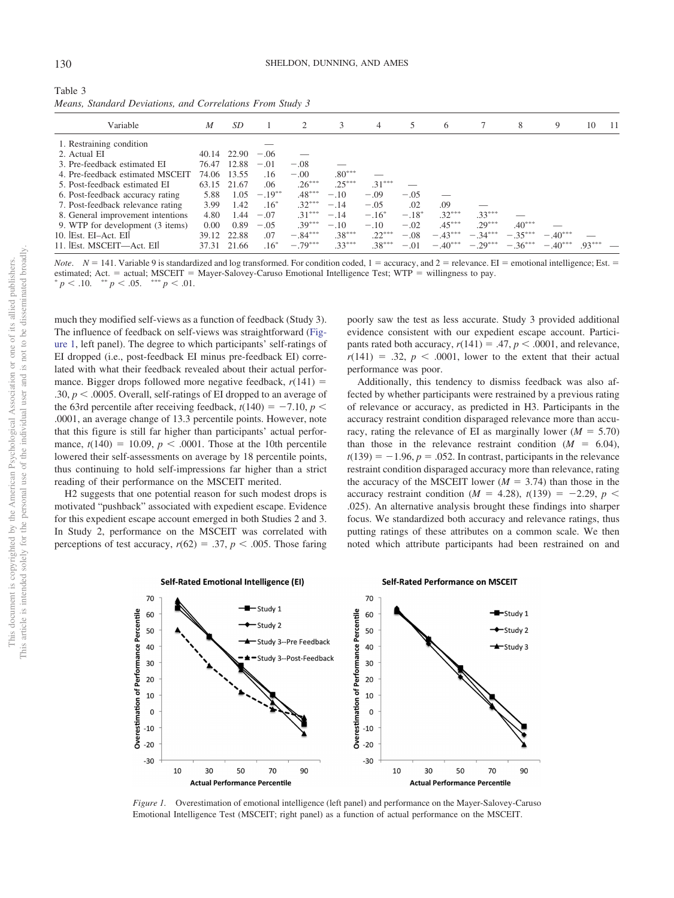Table 3
*Means, Standard Deviations, and Correlations From Study 3*

| Variable | *M* | *SD* | 1 | 2 | 3 | 4 | 5 | 6 | 7 | 8 | 9 | 10 | 11 |
|---|---|---|---|---|---|---|---|---|---|---|---|---|---|
| 1. Restraining condition | | | — | | | | | | | | | | |
| 2. Actual EI | 40.14 | 22.90 | −.06 | — | | | | | | | | | |
| 3. Pre-feedback estimated EI | 76.47 | 12.88 | −.01 | −.08 | — | | | | | | | | |
| 4. Pre-feedback estimated MSCEIT | 74.06 | 13.55 | .16 | −.00 | .80*** | — | | | | | | | |
| 5. Post-feedback estimated EI | 63.15 | 21.67 | .06 | .26*** | .25*** | .31*** | — | | | | | | |
| 6. Post-feedback accuracy rating | 5.88 | 1.05 | −.19** | .48*** | −.10 | −.09 | −.05 | — | | | | | |
| 7. Post-feedback relevance rating | 3.99 | 1.42 | .16* | .32*** | −.14 | −.05 | .02 | .09 | — | | | | |
| 8. General improvement intentions | 4.80 | 1.44 | −.07 | .31*** | −.14 | −.16* | −.18* | .32*** | .33*** | — | | | |
| 9. WTP for development (3 items) | 0.00 | 0.89 | −.05 | .39*** | −.10 | −.10 | −.02 | .45*** | .29*** | .40*** | — | | |
| 10. \|Est. EI–Act. EI\| | 39.12 | 22.88 | .07 | −.84*** | .38*** | .22*** | −.08 | −.43*** | −.34*** | −.35*** | −.40*** | — | |
| 11. \|Est. MSCEIT—Act. EI\| | 37.31 | 21.66 | .16* | −.79*** | .33*** | .38*** | −.01 | −.40*** | −.29*** | −.36*** | −.40*** | .93*** | — |

*Note*. $N = 141$. Variable 9 is standardized and log transformed. For condition coded, 1 = accuracy, and 2 = relevance. EI = emotional intelligence; Est. = estimated; Act. = actual; MSCEIT = Mayer-Salovey-Caruso Emotional Intelligence Test; WTP = willingness to pay.
* $p < .10$. ** $p < .05$. *** $p < .01$.

much they modified self-views as a function of feedback (Study 3). The influence of feedback on self-views was straightforward (Figure 1, left panel). The degree to which participants' self-ratings of EI dropped (i.e., post-feedback EI minus pre-feedback EI) correlated with what their feedback revealed about their actual performance. Bigger drops followed more negative feedback, $r(141) = .30$, $p < .0005$. Overall, self-ratings of EI dropped to an average of the 63rd percentile after receiving feedback, $t(140) = -7.10$, $p < .0001$, an average change of 13.3 percentile points. However, note that this figure is still far higher than participants' actual performance, $t(140) = 10.09$, $p < .0001$. Those at the 10th percentile lowered their self-assessments on average by 18 percentile points, thus continuing to hold self-impressions far higher than a strict reading of their performance on the MSCEIT merited.

H2 suggests that one potential reason for such modest drops is motivated "pushback" associated with expedient escape. Evidence for this expedient escape account emerged in both Studies 2 and 3. In Study 2, performance on the MSCEIT was correlated with perceptions of test accuracy, $r(62) = .37$, $p < .005$. Those faring poorly saw the test as less accurate. Study 3 provided additional evidence consistent with our expedient escape account. Participants rated both accuracy, $r(141) = .47$, $p < .0001$, and relevance, $r(141) = .32$, $p < .0001$, lower to the extent that their actual performance was poor.

Additionally, this tendency to dismiss feedback was also affected by whether participants were restrained by a previous rating of relevance or accuracy, as predicted in H3. Participants in the accuracy restraint condition disparaged relevance more than accuracy, rating the relevance of EI as marginally lower ($M = 5.70$) than those in the relevance restraint condition ($M = 6.04$), $t(139) = -1.96$, $p = .052$. In contrast, participants in the relevance restraint condition disparaged accuracy more than relevance, rating the accuracy of the MSCEIT lower ($M = 3.74$) than those in the accuracy restraint condition ($M = 4.28$), $t(139) = -2.29$, $p < .025$). An alternative analysis brought these findings into sharper focus. We standardized both accuracy and relevance ratings, thus putting ratings of these attributes on a common scale. We then noted which attribute participants had been restrained on and

*Figure 1*. Overestimation of emotional intelligence (left panel) and performance on the Mayer-Salovey-Caruso Emotional Intelligence Test (MSCEIT; right panel) as a function of actual performance on the MSCEIT.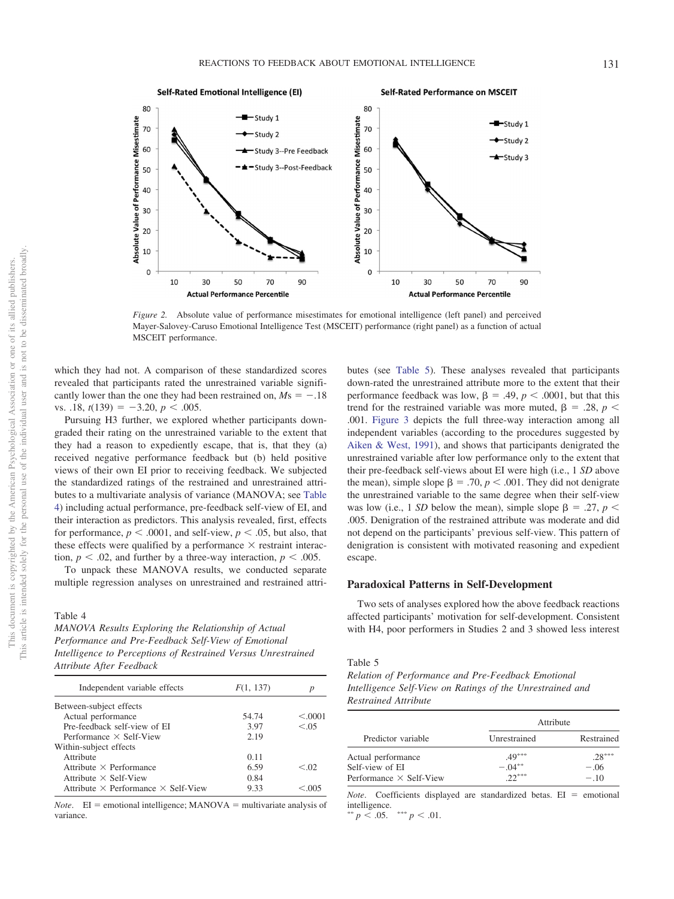*Figure 2.* Absolute value of performance misestimates for emotional intelligence (left panel) and perceived Mayer-Salovey-Caruso Emotional Intelligence Test (MSCEIT) performance (right panel) as a function of actual MSCEIT performance.

which they had not. A comparison of these standardized scores revealed that participants rated the unrestrained variable significantly lower than the one they had been restrained on, $M$s $= -.18$ vs. .18, $t(139) = -3.20$, $p < .005$.

Pursuing H3 further, we explored whether participants downgraded their rating on the unrestrained variable to the extent that they had a reason to expediently escape, that is, that they (a) received negative performance feedback but (b) held positive views of their own EI prior to receiving feedback. We subjected the standardized ratings of the restrained and unrestrained attributes to a multivariate analysis of variance (MANOVA; see Table 4) including actual performance, pre-feedback self-view of EI, and their interaction as predictors. This analysis revealed, first, effects for performance, $p < .0001$, and self-view, $p < .05$, but also, that these effects were qualified by a performance × restraint interaction, $p < .02$, and further by a three-way interaction, $p < .005$.

To unpack these MANOVA results, we conducted separate multiple regression analyses on unrestrained and restrained attributes (see Table 5). These analyses revealed that participants down-rated the unrestrained attribute more to the extent that their performance feedback was low, $\beta = .49$, $p < .0001$, but that this trend for the restrained variable was more muted, $\beta = .28$, $p < .001$. Figure 3 depicts the full three-way interaction among all independent variables (according to the procedures suggested by Aiken & West, 1991), and shows that participants denigrated the unrestrained variable after low performance only to the extent that their pre-feedback self-views about EI were high (i.e., 1 *SD* above the mean), simple slope $\beta = .70$, $p < .001$. They did not denigrate the unrestrained variable to the same degree when their self-view was low (i.e., 1 *SD* below the mean), simple slope $\beta = .27$, $p < .005$. Denigration of the restrained attribute was moderate and did not depend on the participants' previous self-view. This pattern of denigration is consistent with motivated reasoning and expedient escape.

Table 4
*MANOVA Results Exploring the Relationship of Actual Performance and Pre-Feedback Self-View of Emotional Intelligence to Perceptions of Restrained Versus Unrestrained Attribute After Feedback*

| Independent variable effects | $F(1, 137)$ | $p$ |
|---|---|---|
| Between-subject effects | | |
| Actual performance | 54.74 | $<.0001$ |
| Pre-feedback self-view of EI | 3.97 | $<.05$ |
| Performance × Self-View | 2.19 | |
| Within-subject effects | | |
| Attribute | 0.11 | |
| Attribute × Performance | 6.59 | $<.02$ |
| Attribute × Self-View | 0.84 | |
| Attribute × Performance × Self-View | 9.33 | $<.005$ |

*Note*. EI = emotional intelligence; MANOVA = multivariate analysis of variance.

Table 5
*Relation of Performance and Pre-Feedback Emotional Intelligence Self-View on Ratings of the Unrestrained and Restrained Attribute*

| | Attribute | |
|---|---|---|
| Predictor variable | Unrestrained | Restrained |
| Actual performance | .49*** | .28*** |
| Self-view of EI | −.04** | −.06 |
| Performance × Self-View | .22*** | −.10 |

*Note*. Coefficients displayed are standardized betas. EI = emotional intelligence.
** $p < .05$. *** $p < .01$.

## Paradoxical Patterns in Self-Development

Two sets of analyses explored how the above feedback reactions affected participants' motivation for self-development. Consistent with H4, poor performers in Studies 2 and 3 showed less interest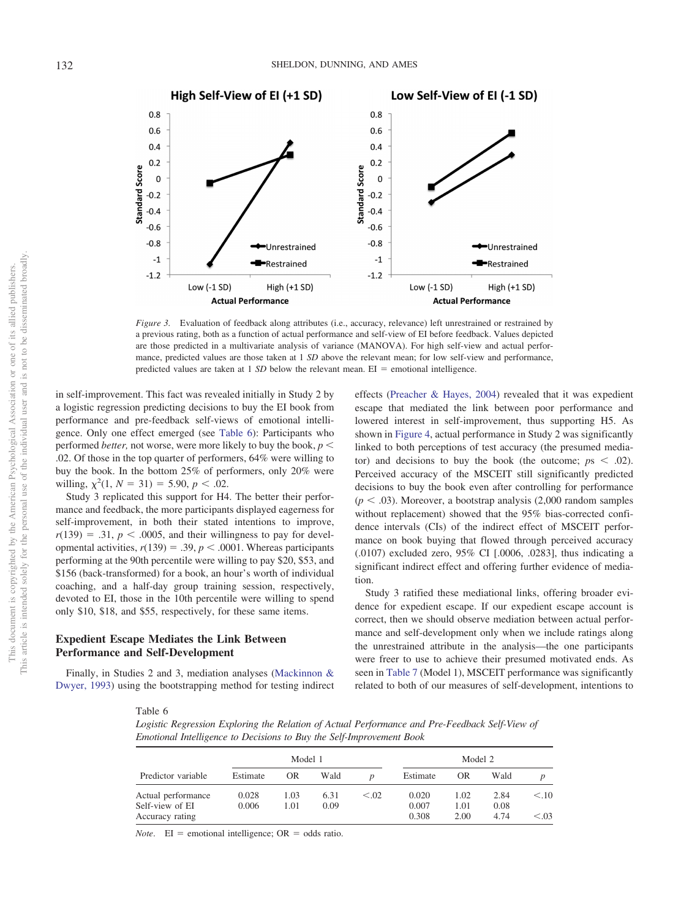*Figure 3.* Evaluation of feedback along attributes (i.e., accuracy, relevance) left unrestrained or restrained by a previous rating, both as a function of actual performance and self-view of EI before feedback. Values depicted are those predicted in a multivariate analysis of variance (MANOVA). For high self-view and actual performance, predicted values are those taken at 1 *SD* above the relevant mean; for low self-view and performance, predicted values are taken at 1 *SD* below the relevant mean. EI = emotional intelligence.

in self-improvement. This fact was revealed initially in Study 2 by a logistic regression predicting decisions to buy the EI book from performance and pre-feedback self-views of emotional intelligence. Only one effect emerged (see Table 6): Participants who performed *better,* not worse, were more likely to buy the book, $p < .02$. Of those in the top quarter of performers, 64% were willing to buy the book. In the bottom 25% of performers, only 20% were willing, $\chi^2(1, N = 31) = 5.90$, $p < .02$.

Study 3 replicated this support for H4. The better their performance and feedback, the more participants displayed eagerness for self-improvement, in both their stated intentions to improve, $r(139) = .31$, $p < .0005$, and their willingness to pay for developmental activities, $r(139) = .39$, $p < .0001$. Whereas participants performing at the 90th percentile were willing to pay \$20, \$53, and \$156 (back-transformed) for a book, an hour's worth of individual coaching, and a half-day group training session, respectively, devoted to EI, those in the 10th percentile were willing to spend only \$10, \$18, and \$55, respectively, for these same items.

## Expedient Escape Mediates the Link Between Performance and Self-Development

Finally, in Studies 2 and 3, mediation analyses (Mackinnon & Dwyer, 1993) using the bootstrapping method for testing indirect effects (Preacher & Hayes, 2004) revealed that it was expedient escape that mediated the link between poor performance and lowered interest in self-improvement, thus supporting H5. As shown in Figure 4, actual performance in Study 2 was significantly linked to both perceptions of test accuracy (the presumed mediator) and decisions to buy the book (the outcome; $ps < .02$). Perceived accuracy of the MSCEIT still significantly predicted decisions to buy the book even after controlling for performance ($p < .03$). Moreover, a bootstrap analysis (2,000 random samples without replacement) showed that the 95% bias-corrected confidence intervals (CIs) of the indirect effect of MSCEIT performance on book buying that flowed through perceived accuracy (.0107) excluded zero, 95% CI [.0006, .0283], thus indicating a significant indirect effect and offering further evidence of mediation.

Study 3 ratified these mediational links, offering broader evidence for expedient escape. If our expedient escape account is correct, then we should observe mediation between actual performance and self-development only when we include ratings along the unrestrained attribute in the analysis—the one participants were freer to use to achieve their presumed motivated ends. As seen in Table 7 (Model 1), MSCEIT performance was significantly related to both of our measures of self-development, intentions to

Table 6
*Logistic Regression Exploring the Relation of Actual Performance and Pre-Feedback Self-View of Emotional Intelligence to Decisions to Buy the Self-Improvement Book*

| | Model 1 | | | | Model 2 | | | |
|---|---|---|---|---|---|---|---|---|
| Predictor variable | Estimate | OR | Wald | $p$ | Estimate | OR | Wald | $p$ |
| Actual performance | 0.028 | 1.03 | 6.31 | <.02 | 0.020 | 1.02 | 2.84 | <.10 |
| Self-view of EI | 0.006 | 1.01 | 0.09 | | 0.007 | 1.01 | 0.08 | |
| Accuracy rating | | | | | 0.308 | 2.00 | 4.74 | <.03 |

*Note.* EI = emotional intelligence; OR = odds ratio.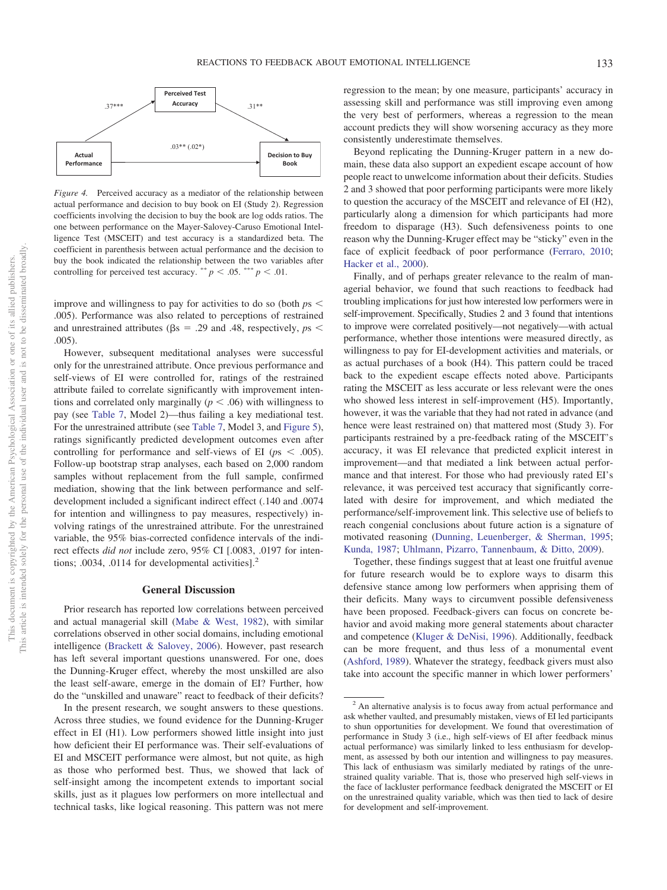Perceived Test Accuracy

.37***

.31**

Actual Performance

.03** (.02*)

Decision to Buy Book

*Figure 4.* Perceived accuracy as a mediator of the relationship between actual performance and decision to buy book on EI (Study 2). Regression coefficients involving the decision to buy the book are log odds ratios. The one between performance on the Mayer-Salovey-Caruso Emotional Intelligence Test (MSCEIT) and test accuracy is a standardized beta. The coefficient in parenthesis between actual performance and the decision to buy the book indicated the relationship between the two variables after controlling for perceived test accuracy. $^{**}$ $p < .05$. $^{***}$ $p < .01$.

improve and willingness to pay for activities to do so (both $ps < .005$). Performance was also related to perceptions of restrained and unrestrained attributes ($\beta s = .29$ and $.48$, respectively, $ps < .005$).

However, subsequent meditational analyses were successful only for the unrestrained attribute. Once previous performance and self-views of EI were controlled for, ratings of the restrained attribute failed to correlate significantly with improvement intentions and correlated only marginally ($p < .06$) with willingness to pay (see Table 7, Model 2)—thus failing a key mediational test. For the unrestrained attribute (see Table 7, Model 3, and Figure 5), ratings significantly predicted development outcomes even after controlling for performance and self-views of EI ($ps < .005$). Follow-up bootstrap strap analyses, each based on 2,000 random samples without replacement from the full sample, confirmed mediation, showing that the link between performance and self-development included a significant indirect effect (.140 and .0074 for intention and willingness to pay measures, respectively) involving ratings of the unrestrained attribute. For the unrestrained variable, the 95% bias-corrected confidence intervals of the indirect effects *did not* include zero, 95% CI [.0083, .0197 for intentions; .0034, .0114 for developmental activities].[2]

## General Discussion

Prior research has reported low correlations between perceived and actual managerial skill (Mabe & West, 1982), with similar correlations observed in other social domains, including emotional intelligence (Brackett & Salovey, 2006). However, past research has left several important questions unanswered. For one, does the Dunning-Kruger effect, whereby the most unskilled are also the least self-aware, emerge in the domain of EI? Further, how do the "unskilled and unaware" react to feedback of their deficits?

In the present research, we sought answers to these questions. Across three studies, we found evidence for the Dunning-Kruger effect in EI (H1). Low performers showed little insight into just how deficient their EI performance was. Their self-evaluations of EI and MSCEIT performance were almost, but not quite, as high as those who performed best. Thus, we showed that lack of self-insight among the incompetent extends to important social skills, just as it plagues low performers on more intellectual and technical tasks, like logical reasoning. This pattern was not mere regression to the mean; by one measure, participants' accuracy in assessing skill and performance was still improving even among the very best of performers, whereas a regression to the mean account predicts they will show worsening accuracy as they more consistently underestimate themselves.

Beyond replicating the Dunning-Kruger pattern in a new domain, these data also support an expedient escape account of how people react to unwelcome information about their deficits. Studies 2 and 3 showed that poor performing participants were more likely to question the accuracy of the MSCEIT and relevance of EI (H2), particularly along a dimension for which participants had more freedom to disparage (H3). Such defensiveness points to one reason why the Dunning-Kruger effect may be "sticky" even in the face of explicit feedback of poor performance (Ferraro, 2010; Hacker et al., 2000).

Finally, and of perhaps greater relevance to the realm of managerial behavior, we found that such reactions to feedback had troubling implications for just how interested low performers were in self-improvement. Specifically, Studies 2 and 3 found that intentions to improve were correlated positively—not negatively—with actual performance, whether those intentions were measured directly, as willingness to pay for EI-development activities and materials, or as actual purchases of a book (H4). This pattern could be traced back to the expedient escape effects noted above. Participants rating the MSCEIT as less accurate or less relevant were the ones who showed less interest in self-improvement (H5). Importantly, however, it was the variable that they had not rated in advance (and hence were least restrained on) that mattered most (Study 3). For participants restrained by a pre-feedback rating of the MSCEIT's accuracy, it was EI relevance that predicted explicit interest in improvement—and that mediated a link between actual performance and that interest. For those who had previously rated EI's relevance, it was perceived test accuracy that significantly correlated with desire for improvement, and which mediated the performance/self-improvement link. This selective use of beliefs to reach congenial conclusions about future action is a signature of motivated reasoning (Dunning, Leuenberger, & Sherman, 1995; Kunda, 1987; Uhlmann, Pizarro, Tannenbaum, & Ditto, 2009).

Together, these findings suggest that at least one fruitful avenue for future research would be to explore ways to disarm this defensive stance among low performers when apprising them of their deficits. Many ways to circumvent possible defensiveness have been proposed. Feedback-givers can focus on concrete behavior and avoid making more general statements about character and competence (Kluger & DeNisi, 1996). Additionally, feedback can be more frequent, and thus less of a monumental event (Ashford, 1989). Whatever the strategy, feedback givers must also take into account the specific manner in which lower performers'

---

[2] An alternative analysis is to focus away from actual performance and ask whether vaulted, and presumably mistaken, views of EI led participants to shun opportunities for development. We found that overestimation of performance in Study 3 (i.e., high self-views of EI after feedback minus actual performance) was similarly linked to less enthusiasm for development, as assessed by both our intention and willingness to pay measures. This lack of enthusiasm was similarly mediated by ratings of the unrestrained quality variable. That is, those who preserved high self-views in the face of lackluster performance feedback denigrated the MSCEIT or EI on the unrestrained quality variable, which was then tied to lack of desire for development and self-improvement.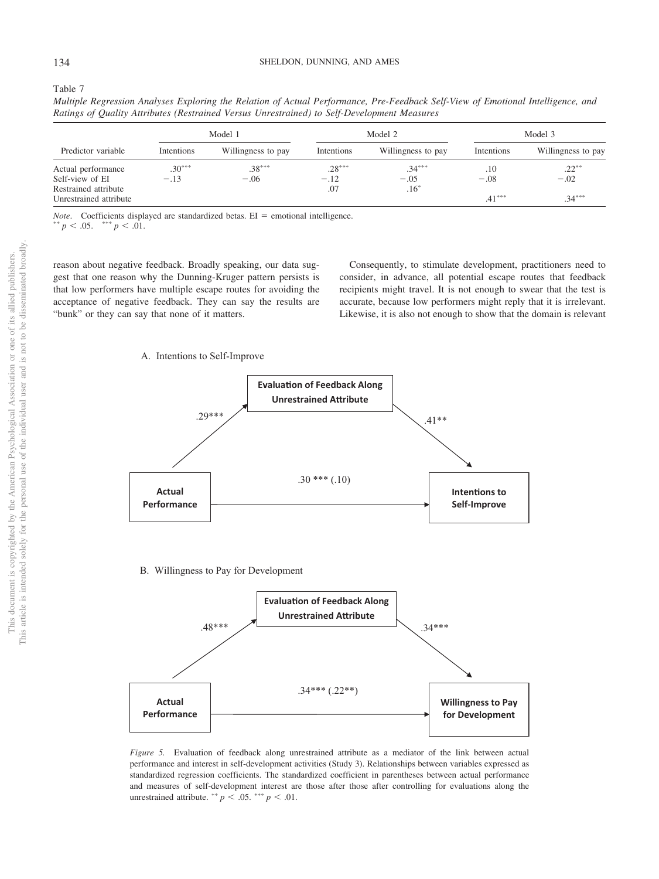Table 7

*Multiple Regression Analyses Exploring the Relation of Actual Performance, Pre-Feedback Self-View of Emotional Intelligence, and Ratings of Quality Attributes (Restrained Versus Unrestrained) to Self-Development Measures*

| Predictor variable | Model 1 | | Model 2 | | Model 3 | |
|---|---|---|---|---|---|---|
| | Intentions | Willingness to pay | Intentions | Willingness to pay | Intentions | Willingness to pay |
| Actual performance | .30*** | .38*** | .28*** | .34*** | .10 | .22** |
| Self-view of EI | −.13 | −.06 | −.12 | −.05 | −.08 | −.02 |
| Restrained attribute | | | .07 | .16* | | |
| Unrestrained attribute | | | | | .41*** | .34*** |

*Note*. Coefficients displayed are standardized betas. EI = emotional intelligence.
** $p < .05$. *** $p < .01$.

reason about negative feedback. Broadly speaking, our data suggest that one reason why the Dunning-Kruger pattern persists is that low performers have multiple escape routes for avoiding the acceptance of negative feedback. They can say the results are "bunk" or they can say that none of it matters.

Consequently, to stimulate development, practitioners need to consider, in advance, all potential escape routes that feedback recipients might travel. It is not enough to swear that the test is accurate, because low performers might reply that it is irrelevant. Likewise, it is also not enough to show that the domain is relevant

*Figure 5.* Evaluation of feedback along unrestrained attribute as a mediator of the link between actual performance and interest in self-development activities (Study 3). Relationships between variables expressed as standardized regression coefficients. The standardized coefficient in parentheses between actual performance and measures of self-development interest are those after those after controlling for evaluations along the unrestrained attribute. ** $p < .05$. *** $p < .01$.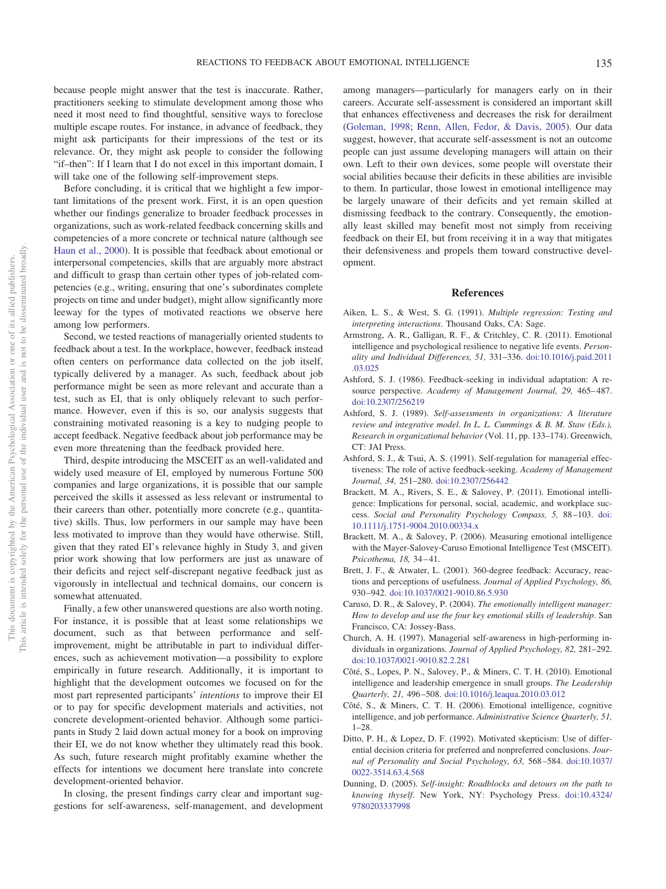because people might answer that the test is inaccurate. Rather, practitioners seeking to stimulate development among those who need it most need to find thoughtful, sensitive ways to foreclose multiple escape routes. For instance, in advance of feedback, they might ask participants for their impressions of the test or its relevance. Or, they might ask people to consider the following "if–then": If I learn that I do not excel in this important domain, I will take one of the following self-improvement steps.

Before concluding, it is critical that we highlight a few important limitations of the present work. First, it is an open question whether our findings generalize to broader feedback processes in organizations, such as work-related feedback concerning skills and competencies of a more concrete or technical nature (although see Haun et al., 2000). It is possible that feedback about emotional or interpersonal competencies, skills that are arguably more abstract and difficult to grasp than certain other types of job-related competencies (e.g., writing, ensuring that one's subordinates complete projects on time and under budget), might allow significantly more leeway for the types of motivated reactions we observe here among low performers.

Second, we tested reactions of managerially oriented students to feedback about a test. In the workplace, however, feedback instead often centers on performance data collected on the job itself, typically delivered by a manager. As such, feedback about job performance might be seen as more relevant and accurate than a test, such as EI, that is only obliquely relevant to such performance. However, even if this is so, our analysis suggests that constraining motivated reasoning is a key to nudging people to accept feedback. Negative feedback about job performance may be even more threatening than the feedback provided here.

Third, despite introducing the MSCEIT as an well-validated and widely used measure of EI, employed by numerous Fortune 500 companies and large organizations, it is possible that our sample perceived the skills it assessed as less relevant or instrumental to their careers than other, potentially more concrete (e.g., quantitative) skills. Thus, low performers in our sample may have been less motivated to improve than they would have otherwise. Still, given that they rated EI's relevance highly in Study 3, and given prior work showing that low performers are just as unaware of their deficits and reject self-discrepant negative feedback just as vigorously in intellectual and technical domains, our concern is somewhat attenuated.

Finally, a few other unanswered questions are also worth noting. For instance, it is possible that at least some relationships we document, such as that between performance and self-improvement, might be attributable in part to individual differences, such as achievement motivation—a possibility to explore empirically in future research. Additionally, it is important to highlight that the development outcomes we focused on for the most part represented participants' *intentions* to improve their EI or to pay for specific development materials and activities, not concrete development-oriented behavior. Although some participants in Study 2 laid down actual money for a book on improving their EI, we do not know whether they ultimately read this book. As such, future research might profitably examine whether the effects for intentions we document here translate into concrete development-oriented behavior.

In closing, the present findings carry clear and important suggestions for self-awareness, self-management, and development among managers—particularly for managers early on in their careers. Accurate self-assessment is considered an important skill that enhances effectiveness and decreases the risk for derailment (Goleman, 1998; Renn, Allen, Fedor, & Davis, 2005). Our data suggest, however, that accurate self-assessment is not an outcome people can just assume developing managers will attain on their own. Left to their own devices, some people will overstate their social abilities because their deficits in these abilities are invisible to them. In particular, those lowest in emotional intelligence may be largely unaware of their deficits and yet remain skilled at dismissing feedback to the contrary. Consequently, the emotionally least skilled may benefit most not simply from receiving feedback on their EI, but from receiving it in a way that mitigates their defensiveness and propels them toward constructive development.

## References

Aiken, L. S., & West, S. G. (1991). *Multiple regression: Testing and interpreting interactions*. Thousand Oaks, CA: Sage.

Armstrong, A. R., Galligan, R. F., & Critchley, C. R. (2011). Emotional intelligence and psychological resilience to negative life events. *Personality and Individual Differences, 51,* 331–336. doi:10.1016/j.paid.2011.03.025

Ashford, S. J. (1986). Feedback-seeking in individual adaptation: A resource perspective. *Academy of Management Journal, 29,* 465–487. doi:10.2307/256219

Ashford, S. J. (1989). *Self-assessments in organizations: A literature review and integrative model. In L. L. Cummings & B. M. Staw (Eds.), Research in organizational behavior* (Vol. 11, pp. 133–174). Greenwich, CT: JAI Press.

Ashford, S. J., & Tsui, A. S. (1991). Self-regulation for managerial effectiveness: The role of active feedback-seeking. *Academy of Management Journal, 34,* 251–280. doi:10.2307/256442

Brackett, M. A., Rivers, S. E., & Salovey, P. (2011). Emotional intelligence: Implications for personal, social, academic, and workplace success. *Social and Personality Psychology Compass, 5,* 88–103. doi:10.1111/j.1751-9004.2010.00334.x

Brackett, M. A., & Salovey, P. (2006). Measuring emotional intelligence with the Mayer-Salovey-Caruso Emotional Intelligence Test (MSCEIT). *Psicothema, 18,* 34–41.

Brett, J. F., & Atwater, L. (2001). 360-degree feedback: Accuracy, reactions and perceptions of usefulness. *Journal of Applied Psychology, 86,* 930–942. doi:10.1037/0021-9010.86.5.930

Caruso, D. R., & Salovey, P. (2004). *The emotionally intelligent manager: How to develop and use the four key emotional skills of leadership*. San Francisco, CA: Jossey-Bass.

Church, A. H. (1997). Managerial self-awareness in high-performing individuals in organizations. *Journal of Applied Psychology, 82,* 281–292. doi:10.1037/0021-9010.82.2.281

Côté, S., Lopes, P. N., Salovey, P., & Miners, C. T. H. (2010). Emotional intelligence and leadership emergence in small groups. *The Leadership Quarterly, 21,* 496–508. doi:10.1016/j.leaqua.2010.03.012

Côté, S., & Miners, C. T. H. (2006). Emotional intelligence, cognitive intelligence, and job performance. *Administrative Science Quarterly, 51,* 1–28.

Ditto, P. H., & Lopez, D. F. (1992). Motivated skepticism: Use of differential decision criteria for preferred and nonpreferred conclusions. *Journal of Personality and Social Psychology, 63,* 568–584. doi:10.1037/0022-3514.63.4.568

Dunning, D. (2005). *Self-insight: Roadblocks and detours on the path to knowing thyself*. New York, NY: Psychology Press. doi:10.4324/9780203337998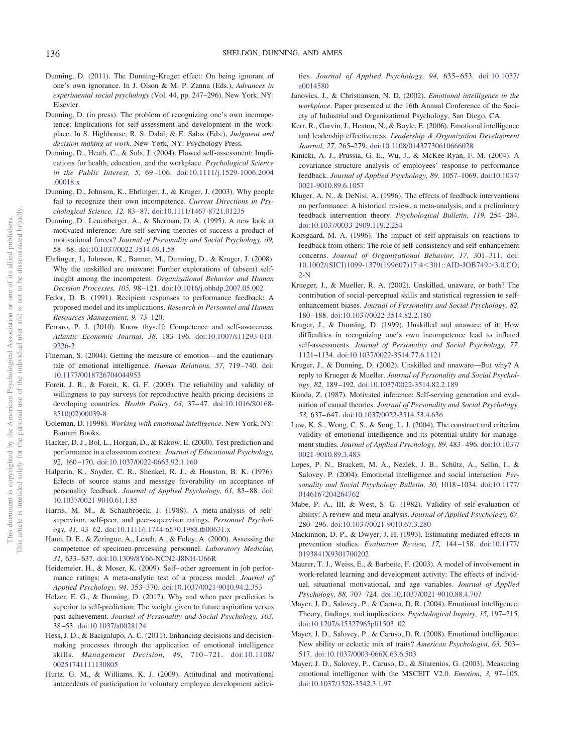Dunning, D. (2011). The Dunning-Kruger effect: On being ignorant of one's own ignorance. In J. Olson & M. P. Zanna (Eds.), *Advances in experimental social psychology* (Vol. 44, pp. 247–296). New York, NY: Elsevier.

Dunning, D. (in press). The problem of recognizing one's own incompetence: Implications for self-assessment and development in the workplace. In S. Highhouse, R. S. Dalal, & E. Salas (Eds.), *Judgment and decision making at work*. New York, NY: Psychology Press.

Dunning, D., Heath, C., & Suls, J. (2004). Flawed self-assessment: Implications for health, education, and the workplace. *Psychological Science in the Public Interest, 5,* 69–106. doi:10.1111/j.1529-1006.2004.00018.x

Dunning, D., Johnson, K., Ehrlinger, J., & Kruger, J. (2003). Why people fail to recognize their own incompetence. *Current Directions in Psychological Science, 12,* 83–87. doi:10.1111/1467-8721.01235

Dunning, D., Leuenberger, A., & Sherman, D. A. (1995). A new look at motivated inference: Are self-serving theories of success a product of motivational forces? *Journal of Personality and Social Psychology, 69,* 58–68. doi:10.1037/0022-3514.69.1.58

Ehrlinger, J., Johnson, K., Banner, M., Dunning, D., & Kruger, J. (2008). Why the unskilled are unaware: Further explorations of (absent) self-insight among the incompetent. *Organizational Behavior and Human Decision Processes, 105,* 98–121. doi:10.1016/j.obhdp.2007.05.002

Fedor, D. B. (1991). Recipient responses to performance feedback: A proposed model and its implications. *Research in Personnel and Human Resources Management, 9,* 73–120.

Ferraro, P. J. (2010). Know thyself: Competence and self-awareness. *Atlantic Economic Journal, 38,* 183–196. doi:10.1007/s11293-010-9226-2

Fineman, S. (2004). Getting the measure of emotion—and the cautionary tale of emotional intelligence. *Human Relations, 57,* 719–740. doi:10.1177/0018726704044953

Foreit, J. R., & Foreit, K. G. F. (2003). The reliability and validity of willingness to pay surveys for reproductive health pricing decisions in developing countries. *Health Policy, 63,* 37–47. doi:10.1016/S0168-8510(02)00039-8

Goleman, D. (1998). *Working with emotional intelligence*. New York, NY: Bantam Books.

Hacker, D. J., Bol, L., Horgan, D., & Rakow, E. (2000). Test prediction and performance in a classroom context. *Journal of Educational Psychology, 92,* 160–170. doi:10.1037/0022-0663.92.1.160

Halperin, K., Snyder, C. R., Shenkel, R. J., & Houston, B. K. (1976). Effects of source status and message favorability on acceptance of personality feedback. *Journal of Applied Psychology, 61,* 85–88. doi:10.1037/0021-9010.61.1.85

Harris, M. M., & Schaubroeck, J. (1988). A meta-analysis of self-supervisor, self-peer, and peer-supervisor ratings. *Personnel Psychology, 41,* 43–62. doi:10.1111/j.1744-6570.1988.tb00631.x

Haun, D. E., & Zeringue, A., Leach, A., & Foley, A. (2000). Assessing the competence of specimen-processing personnel. *Laboratory Medicine, 31,* 633–637. doi:10.1309/8Y66-NCN2-J8NH-U66R

Heidemeier, H., & Moser, K. (2009). Self–other agreement in job performance ratings: A meta-analytic test of a process model. *Journal of Applied Psychology, 94,* 353–370. doi:10.1037/0021-9010.94.2.353

Helzer, E. G., & Dunning, D. (2012). Why and when peer prediction is superior to self-prediction: The weight given to future aspiration versus past achievement. *Journal of Personality and Social Psychology, 103,* 38–53. doi:10.1037/a0028124

Hess, J. D., & Bacigalupo, A. C. (2011). Enhancing decisions and decision-making processes through the application of emotional intelligence skills. *Management Decision, 49,* 710–721. doi:10.1108/00251741111130805

Hurtz, G. M., & Williams, K. J. (2009). Attitudinal and motivational antecedents of participation in voluntary employee development activities. *Journal of Applied Psychology, 94,* 635–653. doi:10.1037/a0014580

Janovics, J., & Christiansen, N. D. (2002). *Emotional intelligence in the workplace*. Paper presented at the 16th Annual Conference of the Society of Industrial and Organizational Psychology, San Diego, CA.

Kerr, R., Garvin, J., Heaton, N., & Boyle, E. (2006). Emotional intelligence and leadership effectiveness. *Leadership & Organization Development Journal, 27,* 265–279. doi:10.1108/01437730610666028

Kinicki, A. J., Prussia, G. E., Wu, J., & McKee-Ryan, F. M. (2004). A covariance structure analysis of employees' response to performance feedback. *Journal of Applied Psychology, 89,* 1057–1069. doi:10.1037/0021-9010.89.6.1057

Kluger, A. N., & DeNisi, A. (1996). The effects of feedback interventions on performance: A historical review, a meta-analysis, and a preliminary feedback intervention theory. *Psychological Bulletin, 119,* 254–284. doi:10.1037/0033-2909.119.2.254

Korsgaard, M. A. (1996). The impact of self-appraisals on reactions to feedback from others: The role of self-consistency and self-enhancement concerns. *Journal of Organizational Behavior, 17,* 301–311. doi:10.1002/(SICI)1099-1379(199607)17:4<301::AID-JOB749>3.0.CO;2-N

Krueger, J., & Mueller, R. A. (2002). Unskilled, unaware, or both? The contribution of social-perceptual skills and statistical regression to self-enhancement biases. *Journal of Personality and Social Psychology, 82,* 180–188. doi:10.1037/0022-3514.82.2.180

Kruger, J., & Dunning, D. (1999). Unskilled and unaware of it: How difficulties in recognizing one's own incompetence lead to inflated self-assessments. *Journal of Personality and Social Psychology, 77,* 1121–1134. doi:10.1037/0022-3514.77.6.1121

Kruger, J., & Dunning, D. (2002). Unskilled and unaware—But why? A reply to Krueger & Mueller. *Journal of Personality and Social Psychology, 82,* 189–192. doi:10.1037/0022-3514.82.2.189

Kunda, Z. (1987). Motivated inference: Self-serving generation and evaluation of causal theories. *Journal of Personality and Social Psychology, 53,* 637–647. doi:10.1037/0022-3514.53.4.636

Law, K. S., Wong, C. S., & Song, L. J. (2004). The construct and criterion validity of emotional intelligence and its potential utility for management studies. *Journal of Applied Psychology, 89,* 483–496. doi:10.1037/0021-9010.89.3.483

Lopes, P. N., Brackett, M. A., Nezlek, J. B., Schütz, A., Sellin, I., & Salovey, P. (2004). Emotional intelligence and social interaction. *Personality and Social Psychology Bulletin, 30,* 1018–1034. doi:10.1177/0146167204264762

Mabe, P. A., III, & West, S. G. (1982). Validity of self-evaluation of ability: A review and meta-analysis. *Journal of Applied Psychology, 67,* 280–296. doi:10.1037/0021-9010.67.3.280

Mackinnon, D. P., & Dwyer, J. H. (1993). Estimating mediated effects in prevention studies. *Evaluation Review, 17,* 144–158. doi:10.1177/0193841X9301700202

Maurer, T. J., Weiss, E., & Barbeite, F. (2003). A model of involvement in work-related learning and development activity: The effects of individual, situational motivational, and age variables. *Journal of Applied Psychology, 88,* 707–724. doi:10.1037/0021-9010.88.4.707

Mayer, J. D., Salovey, P., & Caruso, D. R. (2004). Emotional intelligence: Theory, findings, and implications. *Psychological Inquiry, 15,* 197–215. doi:10.1207/s15327965pli1503_02

Mayer, J. D., Salovey, P., & Caruso, D. R. (2008). Emotional intelligence: New ability or eclectic mix of traits? *American Psychologist, 63,* 503–517. doi:10.1037/0003-066X.63.6.503

Mayer, J. D., Salovey, P., Caruso, D., & Sitarenios, G. (2003). Measuring emotional intelligence with the MSCEIT V2.0. *Emotion, 3,* 97–105. doi:10.1037/1528-3542.3.1.97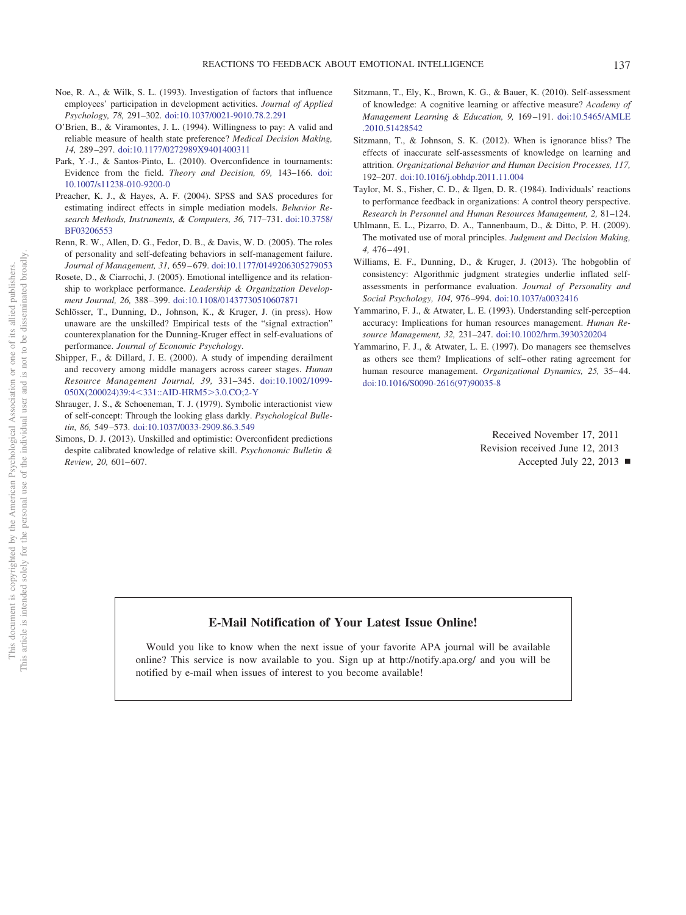Noe, R. A., & Wilk, S. L. (1993). Investigation of factors that influence employees' participation in development activities. *Journal of Applied Psychology, 78,* 291–302. doi:10.1037/0021-9010.78.2.291

O'Brien, B., & Viramontes, J. L. (1994). Willingness to pay: A valid and reliable measure of health state preference? *Medical Decision Making, 14,* 289–297. doi:10.1177/0272989X9401400311

Park, Y.-J., & Santos-Pinto, L. (2010). Overconfidence in tournaments: Evidence from the field. *Theory and Decision, 69,* 143–166. doi:10.1007/s11238-010-9200-0

Preacher, K. J., & Hayes, A. F. (2004). SPSS and SAS procedures for estimating indirect effects in simple mediation models. *Behavior Research Methods, Instruments, & Computers, 36,* 717–731. doi:10.3758/BF03206553

Renn, R. W., Allen, D. G., Fedor, D. B., & Davis, W. D. (2005). The roles of personality and self-defeating behaviors in self-management failure. *Journal of Management, 31,* 659–679. doi:10.1177/0149206305279053

Rosete, D., & Ciarrochi, J. (2005). Emotional intelligence and its relationship to workplace performance. *Leadership & Organization Development Journal, 26,* 388–399. doi:10.1108/01437730510607871

Schlösser, T., Dunning, D., Johnson, K., & Kruger, J. (in press). How unaware are the unskilled? Empirical tests of the "signal extraction" counterexplanation for the Dunning-Kruger effect in self-evaluations of performance. *Journal of Economic Psychology*.

Shipper, F., & Dillard, J. E. (2000). A study of impending derailment and recovery among middle managers across career stages. *Human Resource Management Journal, 39,* 331–345. doi:10.1002/1099-050X(200024)39:4<331::AID-HRM5>3.0.CO;2-Y

Shrauger, J. S., & Schoeneman, T. J. (1979). Symbolic interactionist view of self-concept: Through the looking glass darkly. *Psychological Bulletin, 86,* 549–573. doi:10.1037/0033-2909.86.3.549

Simons, D. J. (2013). Unskilled and optimistic: Overconfident predictions despite calibrated knowledge of relative skill. *Psychonomic Bulletin & Review, 20,* 601–607.

Sitzmann, T., Ely, K., Brown, K. G., & Bauer, K. (2010). Self-assessment of knowledge: A cognitive learning or affective measure? *Academy of Management Learning & Education, 9,* 169–191. doi:10.5465/AMLE.2010.51428542

Sitzmann, T., & Johnson, S. K. (2012). When is ignorance bliss? The effects of inaccurate self-assessments of knowledge on learning and attrition. *Organizational Behavior and Human Decision Processes, 117,* 192–207. doi:10.1016/j.obhdp.2011.11.004

Taylor, M. S., Fisher, C. D., & Ilgen, D. R. (1984). Individuals' reactions to performance feedback in organizations: A control theory perspective. *Research in Personnel and Human Resources Management, 2,* 81–124.

Uhlmann, E. L., Pizarro, D. A., Tannenbaum, D., & Ditto, P. H. (2009). The motivated use of moral principles. *Judgment and Decision Making, 4,* 476–491.

Williams, E. F., Dunning, D., & Kruger, J. (2013). The hobgoblin of consistency: Algorithmic judgment strategies underlie inflated self-assessments in performance evaluation. *Journal of Personality and Social Psychology, 104,* 976–994. doi:10.1037/a0032416

Yammarino, F. J., & Atwater, L. E. (1993). Understanding self-perception accuracy: Implications for human resources management. *Human Resource Management, 32,* 231–247. doi:10.1002/hrm.3930320204

Yammarino, F. J., & Atwater, L. E. (1997). Do managers see themselves as others see them? Implications of self–other rating agreement for human resource management. *Organizational Dynamics, 25,* 35–44. doi:10.1016/S0090-2616(97)90035-8

Received November 17, 2011
Revision received June 12, 2013
Accepted July 22, 2013 ■

## E-Mail Notification of Your Latest Issue Online!

Would you like to know when the next issue of your favorite APA journal will be available online? This service is now available to you. Sign up at http://notify.apa.org/ and you will be notified by e-mail when issues of interest to you become available!